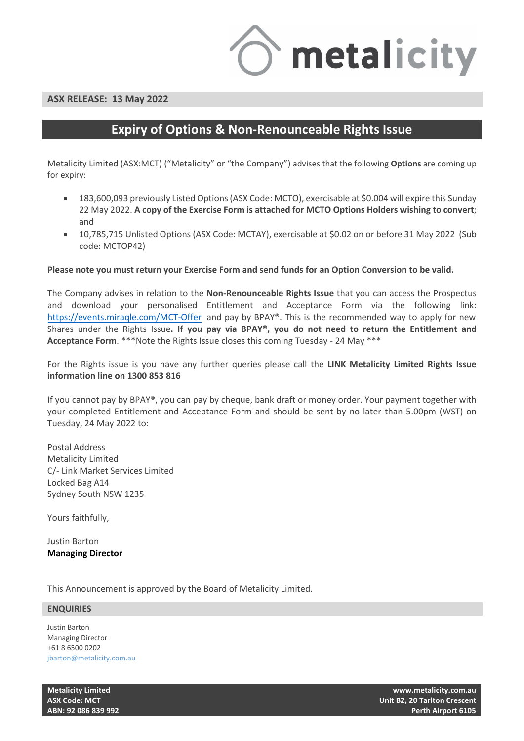**ASX RELEASE: 13 May 2022**

# Expiry of Options & Non-Renounceable Rights Issue

Metalicity Limited (ASX:MCT) ("Metalicity" or "the Company") advises that the following **Options** are coming up for expiry:

- 183,600,093 previously Listed Options (ASX Code: MCTO), exercisable at $0.004 will expire this Sunday 22 May 2022. **A copy of the Exercise Form is attached for MCTO Options Holders wishing to convert**; and
- 10,785,715 Unlisted Options (ASX Code: MCTAY), exercisable at $0.02 on or before 31 May 2022 (Sub code: MCTOP42)

**Please note you must return your Exercise Form and send funds for an Option Conversion to be valid.**

The Company advises in relation to the **Non-Renounceable Rights Issue** that you can access the Prospectus and download your personalised Entitlement and Acceptance Form via the following link: https://events.miraqle.com/MCT-Offer and pay by BPAY®. This is the recommended way to apply for new Shares under the Rights Issue**. If you pay via BPAY®, you do not need to return the Entitlement and Acceptance Form**. ***Note the Rights Issue closes this coming Tuesday - 24 May ***

For the Rights issue is you have any further queries please call the **LINK Metalicity Limited Rights Issue information line on 1300 853 816**

If you cannot pay by BPAY®, you can pay by cheque, bank draft or money order. Your payment together with your completed Entitlement and Acceptance Form and should be sent by no later than 5.00pm (WST) on Tuesday, 24 May 2022 to:

Postal Address
Metalicity Limited
C/- Link Market Services Limited
Locked Bag A14
Sydney South NSW 1235

Yours faithfully,

Justin Barton
**Managing Director**

This Announcement is approved by the Board of Metalicity Limited.

## ENQUIRIES

Justin Barton
Managing Director
+61 8 6500 0202
jbarton@metalicity.com.au

**Metalicity Limited**
**ASX Code: MCT**
**ABN: 92 086 839 992**

**www.metalicity.com.au**
**Unit B2, 20 Tarlton Crescent**
**Perth Airport 6105**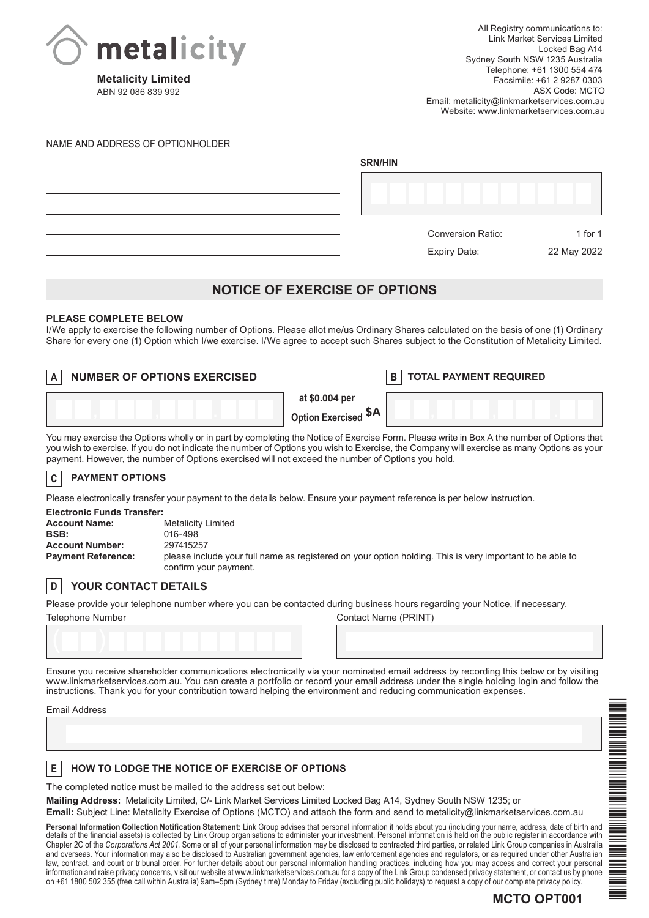metalicity

**Metalicity Limited**
ABN 92 086 839 992

All Registry communications to:
Link Market Services Limited
Locked Bag A14
Sydney South NSW 1235 Australia
Telephone: +61 1300 554 474
Facsimile: +61 2 9287 0303
ASX Code: MCTO
Email: metalicity@linkmarketservices.com.au
Website: www.linkmarketservices.com.au

NAME AND ADDRESS OF OPTIONHOLDER

**SRN/HIN**

Conversion Ratio: 1 for 1

Expiry Date: 22 May 2022

## NOTICE OF EXERCISE OF OPTIONS

**PLEASE COMPLETE BELOW**

I/We apply to exercise the following number of Options. Please allot me/us Ordinary Shares calculated on the basis of one (1) Ordinary Share for every one (1) Option which I/we exercise. I/We agree to accept such Shares subject to the Constitution of Metalicity Limited.

### A NUMBER OF OPTIONS EXERCISED

**at $0.004 per Option Exercised**

### B TOTAL PAYMENT REQUIRED

**$A**

You may exercise the Options wholly or in part by completing the Notice of Exercise Form. Please write in Box A the number of Options that you wish to exercise. If you do not indicate the number of Options you wish to Exercise, the Company will exercise as many Options as your payment. However, the number of Options exercised will not exceed the number of Options you hold.

### C PAYMENT OPTIONS

Please electronically transfer your payment to the details below. Ensure your payment reference is per below instruction.

**Electronic Funds Transfer:**

**Account Name:** Metalicity Limited
**BSB:** 016-498
**Account Number:** 297415257
**Payment Reference:** please include your full name as registered on your option holding. This is very important to be able to confirm your payment.

### D YOUR CONTACT DETAILS

Please provide your telephone number where you can be contacted during business hours regarding your Notice, if necessary.

Telephone Number

Contact Name (PRINT)

Ensure you receive shareholder communications electronically via your nominated email address by recording this below or by visiting www.linkmarketservices.com.au. You can create a portfolio or record your email address under the single holding login and follow the instructions. Thank you for your contribution toward helping the environment and reducing communication expenses.

Email Address

### E HOW TO LODGE THE NOTICE OF EXERCISE OF OPTIONS

The completed notice must be mailed to the address set out below:

**Mailing Address:** Metalicity Limited, C/- Link Market Services Limited Locked Bag A14, Sydney South NSW 1235; or

**Email:** Subject Line: Metalicity Exercise of Options (MCTO) and attach the form and send to metalicity@linkmarketservices.com.au

**Personal Information Collection Notification Statement:** Link Group advises that personal information it holds about you (including your name, address, date of birth and details of the financial assets) is collected by Link Group organisations to administer your investment. Personal information is held on the public register in accordance with Chapter 2C of the *Corporations Act 2001*. Some or all of your personal information may be disclosed to contracted third parties, or related Link Group companies in Australia and overseas. Your information may also be disclosed to Australian government agencies, law enforcement agencies and regulators, or as required under other Australian law, contract, and court or tribunal order. For further details about our personal information handling practices, including how you may access and correct your personal information and raise privacy concerns, visit our website at www.linkmarketservices.com.au for a copy of the Link Group condensed privacy statement, or contact us by phone on +61 1800 502 355 (free call within Australia) 9am–5pm (Sydney time) Monday to Friday (excluding public holidays) to request a copy of our complete privacy policy.

**MCTO OPT001**